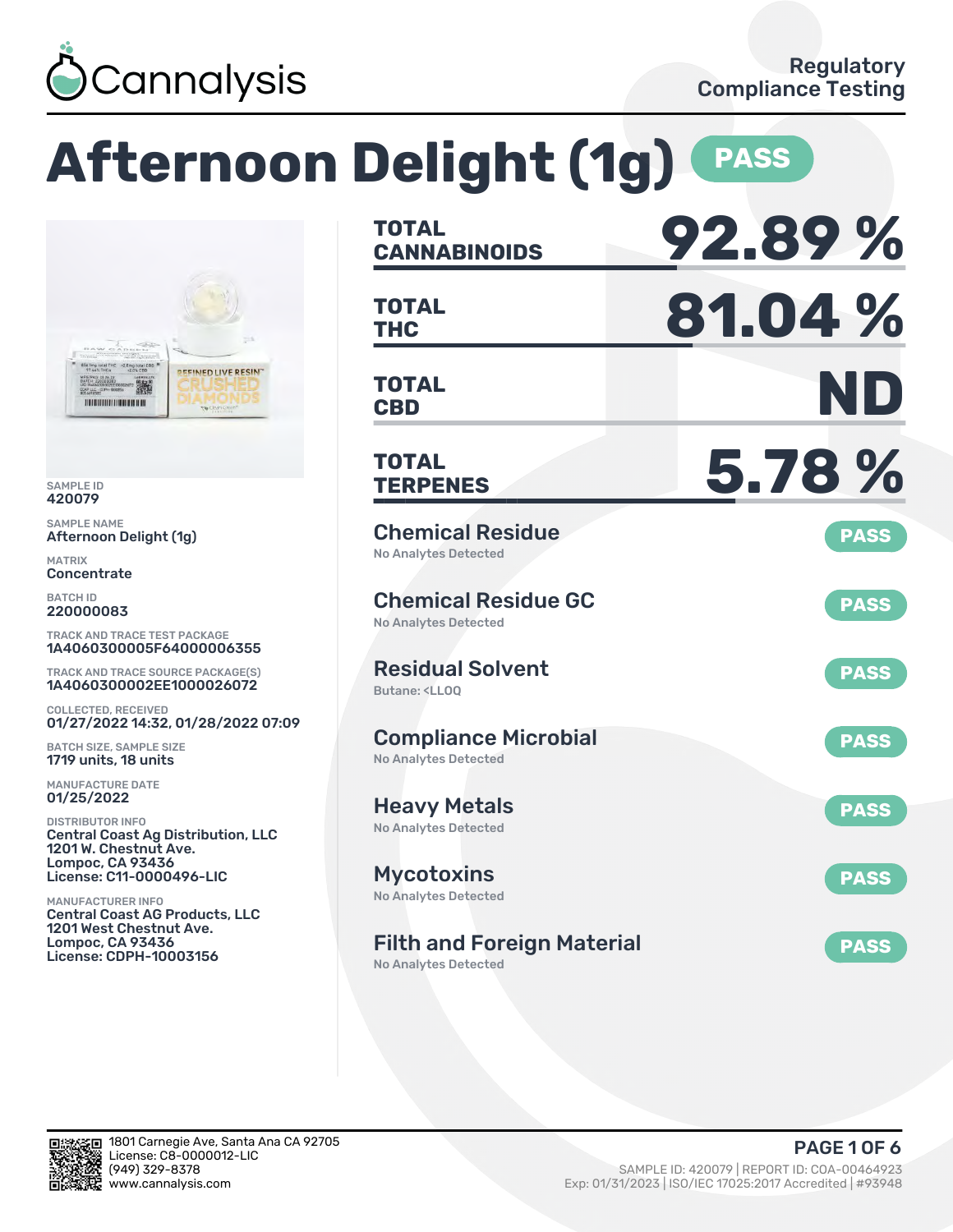Cannalysis

Regulatory Compliance Testing

# Afternoon Delight (1g) PASS

SAMPLE ID
420079

SAMPLE NAME
Afternoon Delight (1g)

MATRIX
Concentrate

BATCH ID
220000083

TRACK AND TRACE TEST PACKAGE
1A4060300005F64000006355

TRACK AND TRACE SOURCE PACKAGE(S)
1A4060300002EE1000026072

COLLECTED, RECEIVED
01/27/2022 14:32, 01/28/2022 07:09

BATCH SIZE, SAMPLE SIZE
1719 units, 18 units

MANUFACTURE DATE
01/25/2022

DISTRIBUTOR INFO
Central Coast Ag Distribution, LLC
1201 W. Chestnut Ave.
Lompoc, CA 93436
License: C11-0000496-LIC

MANUFACTURER INFO
Central Coast AG Products, LLC
1201 West Chestnut Ave.
Lompoc, CA 93436
License: CDPH-10003156

| | |
|---|---|
| **TOTAL CANNABINOIDS** | **92.89 %** |
| **TOTAL THC** | **81.04 %** |
| **TOTAL CBD** | **ND** |
| **TOTAL TERPENES** | **5.78 %** |

| Test | Result | Status |
|---|---|---|
| Chemical Residue | No Analytes Detected | PASS |
| Chemical Residue GC | No Analytes Detected | PASS |
| Residual Solvent | Butane: <LLOQ | PASS |
| Compliance Microbial | No Analytes Detected | PASS |
| Heavy Metals | No Analytes Detected | PASS |
| Mycotoxins | No Analytes Detected | PASS |
| Filth and Foreign Material | No Analytes Detected | PASS |

1801 Carnegie Ave, Santa Ana CA 92705
License: C8-0000012-LIC
(949) 329-8378
www.cannalysis.com

SAMPLE ID: 420079 | REPORT ID: COA-00464923
Exp: 01/31/2023 | ISO/IEC 17025:2017 Accredited | #93948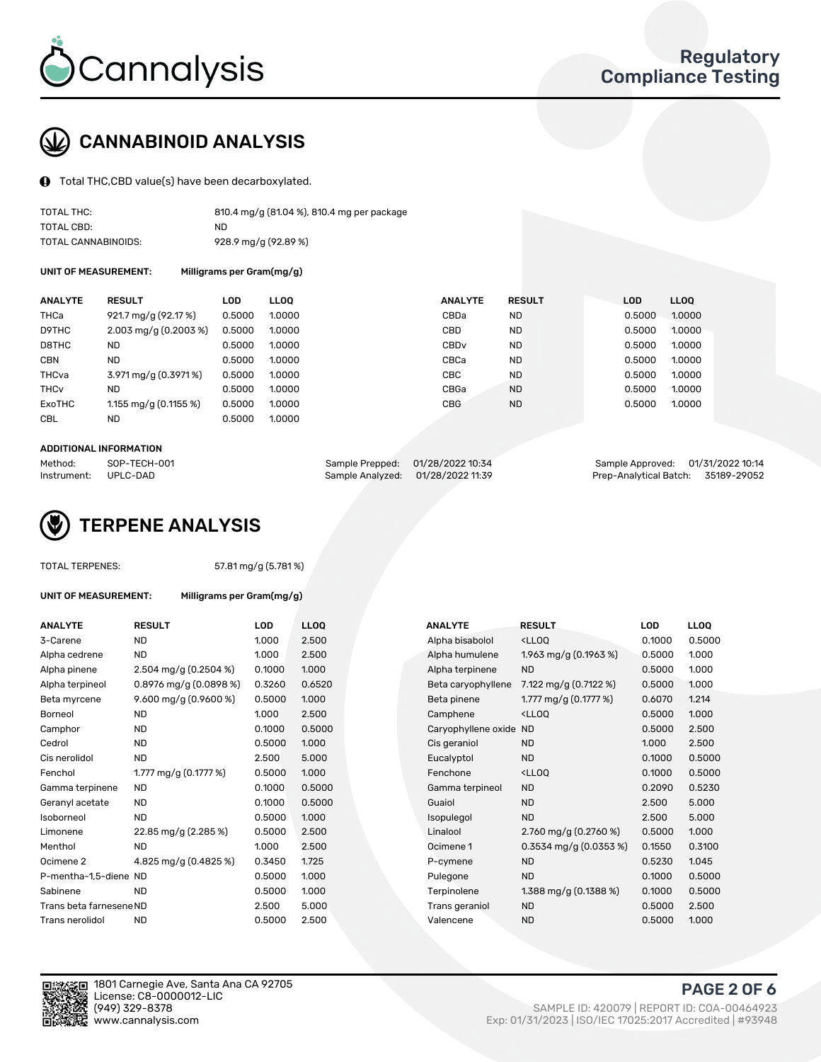# Cannalysis

**Regulatory Compliance Testing**

## CANNABINOID ANALYSIS

Total THC,CBD value(s) have been decarboxylated.

| | |
|---|---|
| TOTAL THC: | 810.4 mg/g (81.04 %), 810.4 mg per package |
| TOTAL CBD: | ND |
| TOTAL CANNABINOIDS: | 928.9 mg/g (92.89 %) |

**UNIT OF MEASUREMENT:** Milligrams per Gram(mg/g)

| ANALYTE | RESULT | LOD | LLOQ | ANALYTE | RESULT | LOD | LLOQ |
|---|---|---|---|---|---|---|---|
| THCa | 921.7 mg/g (92.17 %) | 0.5000 | 1.0000 | CBDa | ND | 0.5000 | 1.0000 |
| D9THC | 2.003 mg/g (0.2003 %) | 0.5000 | 1.0000 | CBD | ND | 0.5000 | 1.0000 |
| D8THC | ND | 0.5000 | 1.0000 | CBDv | ND | 0.5000 | 1.0000 |
| CBN | ND | 0.5000 | 1.0000 | CBCa | ND | 0.5000 | 1.0000 |
| THCva | 3.971 mg/g (0.3971 %) | 0.5000 | 1.0000 | CBC | ND | 0.5000 | 1.0000 |
| THCv | ND | 0.5000 | 1.0000 | CBGa | ND | 0.5000 | 1.0000 |
| ExoTHC | 1.155 mg/g (0.1155 %) | 0.5000 | 1.0000 | CBG | ND | 0.5000 | 1.0000 |
| CBL | ND | 0.5000 | 1.0000 | | | | |

**ADDITIONAL INFORMATION**

| | | | | | |
|---|---|---|---|---|---|
| Method: | SOP-TECH-001 | Sample Prepped: | 01/28/2022 10:34 | Sample Approved: | 01/31/2022 10:14 |
| Instrument: | UPLC-DAD | Sample Analyzed: | 01/28/2022 11:39 | Prep-Analytical Batch: | 35189-29052 |

## TERPENE ANALYSIS

TOTAL TERPENES: 57.81 mg/g (5.781 %)

**UNIT OF MEASUREMENT:** Milligrams per Gram(mg/g)

| ANALYTE | RESULT | LOD | LLOQ | ANALYTE | RESULT | LOD | LLOQ |
|---|---|---|---|---|---|---|---|
| 3-Carene | ND | 1.000 | 2.500 | Alpha bisabolol | <LLOQ | 0.1000 | 0.5000 |
| Alpha cedrene | ND | 1.000 | 2.500 | Alpha humulene | 1.963 mg/g (0.1963 %) | 0.5000 | 1.000 |
| Alpha pinene | 2.504 mg/g (0.2504 %) | 0.1000 | 1.000 | Alpha terpinene | ND | 0.5000 | 1.000 |
| Alpha terpineol | 0.8976 mg/g (0.0898 %) | 0.3260 | 0.6520 | Beta caryophyllene | 7.122 mg/g (0.7122 %) | 0.5000 | 1.000 |
| Beta myrcene | 9.600 mg/g (0.9600 %) | 0.5000 | 1.000 | Beta pinene | 1.777 mg/g (0.1777 %) | 0.6070 | 1.214 |
| Borneol | ND | 1.000 | 2.500 | Camphene | <LLOQ | 0.5000 | 1.000 |
| Camphor | ND | 0.1000 | 0.5000 | Caryophyllene oxide | ND | 0.5000 | 2.500 |
| Cedrol | ND | 0.5000 | 1.000 | Cis geraniol | ND | 1.000 | 2.500 |
| Cis nerolidol | ND | 2.500 | 5.000 | Eucalyptol | ND | 0.1000 | 0.5000 |
| Fenchol | 1.777 mg/g (0.1777 %) | 0.5000 | 1.000 | Fenchone | <LLOQ | 0.1000 | 0.5000 |
| Gamma terpinene | ND | 0.1000 | 0.5000 | Gamma terpineol | ND | 0.2090 | 0.5230 |
| Geranyl acetate | ND | 0.1000 | 0.5000 | Guaiol | ND | 2.500 | 5.000 |
| Isoborneol | ND | 0.5000 | 1.000 | Isopulegol | ND | 2.500 | 5.000 |
| Limonene | 22.85 mg/g (2.285 %) | 0.5000 | 2.500 | Linalool | 2.760 mg/g (0.2760 %) | 0.5000 | 1.000 |
| Menthol | ND | 1.000 | 2.500 | Ocimene 1 | 0.3534 mg/g (0.0353 %) | 0.1550 | 0.3100 |
| Ocimene 2 | 4.825 mg/g (0.4825 %) | 0.3450 | 1.725 | P-cymene | ND | 0.5230 | 1.045 |
| P-mentha-1,5-diene | ND | 0.5000 | 1.000 | Pulegone | ND | 0.1000 | 0.5000 |
| Sabinene | ND | 0.5000 | 1.000 | Terpinolene | 1.388 mg/g (0.1388 %) | 0.1000 | 0.5000 |
| Trans beta farnesene | ND | 2.500 | 5.000 | Trans geraniol | ND | 0.5000 | 2.500 |
| Trans nerolidol | ND | 0.5000 | 2.500 | Valencene | ND | 0.5000 | 1.000 |

1801 Carnegie Ave, Santa Ana CA 92705
License: C8-0000012-LIC
(949) 329-8378
www.cannalysis.com

SAMPLE ID: 420079 | REPORT ID: COA-00464923
Exp: 01/31/2023 | ISO/IEC 17025:2017 Accredited | #93948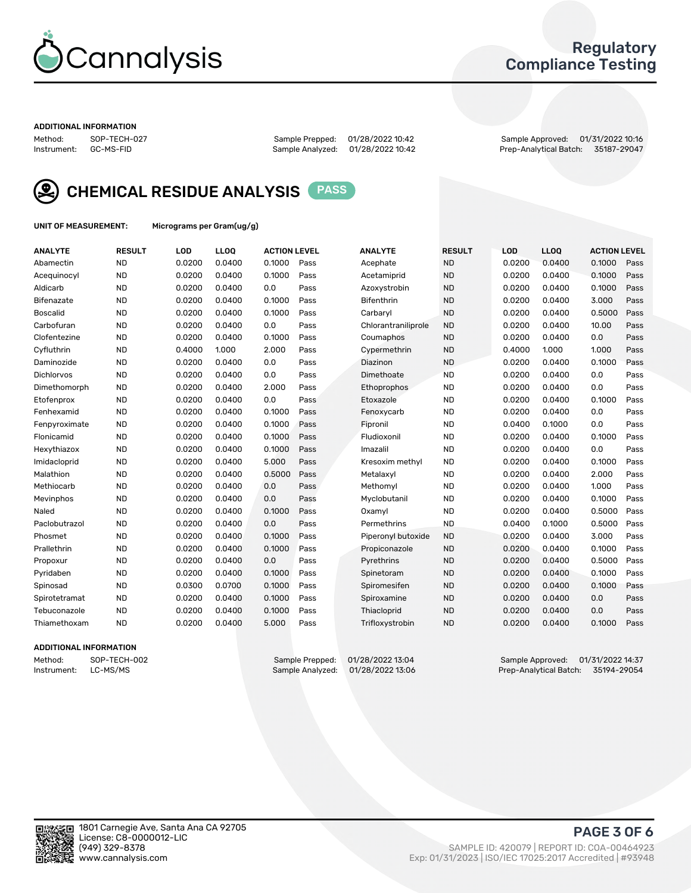## Regulatory Compliance Testing

**ADDITIONAL INFORMATION**

Method: SOP-TECH-027
Instrument: GC-MS-FID

Sample Prepped: 01/28/2022 10:42
Sample Analyzed: 01/28/2022 10:42

Sample Approved: 01/31/2022 10:16
Prep-Analytical Batch: 35187-29047

## CHEMICAL RESIDUE ANALYSIS PASS

**UNIT OF MEASUREMENT:** Micrograms per Gram(ug/g)

| ANALYTE | RESULT | LOD | LLOQ | ACTION LEVEL | | ANALYTE | RESULT | LOD | LLOQ | ACTION LEVEL | |
|---|---|---|---|---|---|---|---|---|---|---|---|
| Abamectin | ND | 0.0200 | 0.0400 | 0.1000 | Pass | Acephate | ND | 0.0200 | 0.0400 | 0.1000 | Pass |
| Acequinocyl | ND | 0.0200 | 0.0400 | 0.1000 | Pass | Acetamiprid | ND | 0.0200 | 0.0400 | 0.1000 | Pass |
| Aldicarb | ND | 0.0200 | 0.0400 | 0.0 | Pass | Azoxystrobin | ND | 0.0200 | 0.0400 | 0.1000 | Pass |
| Bifenazate | ND | 0.0200 | 0.0400 | 0.1000 | Pass | Bifenthrin | ND | 0.0200 | 0.0400 | 3.000 | Pass |
| Boscalid | ND | 0.0200 | 0.0400 | 0.1000 | Pass | Carbaryl | ND | 0.0200 | 0.0400 | 0.5000 | Pass |
| Carbofuran | ND | 0.0200 | 0.0400 | 0.0 | Pass | Chlorantraniliprole | ND | 0.0200 | 0.0400 | 10.00 | Pass |
| Clofentezine | ND | 0.0200 | 0.0400 | 0.1000 | Pass | Coumaphos | ND | 0.0200 | 0.0400 | 0.0 | Pass |
| Cyfluthrin | ND | 0.4000 | 1.000 | 2.000 | Pass | Cypermethrin | ND | 0.4000 | 1.000 | 1.000 | Pass |
| Daminozide | ND | 0.0200 | 0.0400 | 0.0 | Pass | Diazinon | ND | 0.0200 | 0.0400 | 0.1000 | Pass |
| Dichlorvos | ND | 0.0200 | 0.0400 | 0.0 | Pass | Dimethoate | ND | 0.0200 | 0.0400 | 0.0 | Pass |
| Dimethomorph | ND | 0.0200 | 0.0400 | 2.000 | Pass | Ethoprophos | ND | 0.0200 | 0.0400 | 0.0 | Pass |
| Etofenprox | ND | 0.0200 | 0.0400 | 0.0 | Pass | Etoxazole | ND | 0.0200 | 0.0400 | 0.1000 | Pass |
| Fenhexamid | ND | 0.0200 | 0.0400 | 0.1000 | Pass | Fenoxycarb | ND | 0.0200 | 0.0400 | 0.0 | Pass |
| Fenpyroximate | ND | 0.0200 | 0.0400 | 0.1000 | Pass | Fipronil | ND | 0.0400 | 0.1000 | 0.0 | Pass |
| Flonicamid | ND | 0.0200 | 0.0400 | 0.1000 | Pass | Fludioxonil | ND | 0.0200 | 0.0400 | 0.1000 | Pass |
| Hexythiazox | ND | 0.0200 | 0.0400 | 0.1000 | Pass | Imazalil | ND | 0.0200 | 0.0400 | 0.0 | Pass |
| Imidacloprid | ND | 0.0200 | 0.0400 | 5.000 | Pass | Kresoxim methyl | ND | 0.0200 | 0.0400 | 0.1000 | Pass |
| Malathion | ND | 0.0200 | 0.0400 | 0.5000 | Pass | Metalaxyl | ND | 0.0200 | 0.0400 | 2.000 | Pass |
| Methiocarb | ND | 0.0200 | 0.0400 | 0.0 | Pass | Methomyl | ND | 0.0200 | 0.0400 | 1.000 | Pass |
| Mevinphos | ND | 0.0200 | 0.0400 | 0.0 | Pass | Myclobutanil | ND | 0.0200 | 0.0400 | 0.1000 | Pass |
| Naled | ND | 0.0200 | 0.0400 | 0.1000 | Pass | Oxamyl | ND | 0.0200 | 0.0400 | 0.5000 | Pass |
| Paclobutrazol | ND | 0.0200 | 0.0400 | 0.0 | Pass | Permethrins | ND | 0.0400 | 0.1000 | 0.5000 | Pass |
| Phosmet | ND | 0.0200 | 0.0400 | 0.1000 | Pass | Piperonyl butoxide | ND | 0.0200 | 0.0400 | 3.000 | Pass |
| Prallethrin | ND | 0.0200 | 0.0400 | 0.1000 | Pass | Propiconazole | ND | 0.0200 | 0.0400 | 0.1000 | Pass |
| Propoxur | ND | 0.0200 | 0.0400 | 0.0 | Pass | Pyrethrins | ND | 0.0200 | 0.0400 | 0.5000 | Pass |
| Pyridaben | ND | 0.0200 | 0.0400 | 0.1000 | Pass | Spinetoram | ND | 0.0200 | 0.0400 | 0.1000 | Pass |
| Spinosad | ND | 0.0300 | 0.0700 | 0.1000 | Pass | Spiromesifen | ND | 0.0200 | 0.0400 | 0.1000 | Pass |
| Spirotetramat | ND | 0.0200 | 0.0400 | 0.1000 | Pass | Spiroxamine | ND | 0.0200 | 0.0400 | 0.0 | Pass |
| Tebuconazole | ND | 0.0200 | 0.0400 | 0.1000 | Pass | Thiacloprid | ND | 0.0200 | 0.0400 | 0.0 | Pass |
| Thiamethoxam | ND | 0.0200 | 0.0400 | 5.000 | Pass | Trifloxystrobin | ND | 0.0200 | 0.0400 | 0.1000 | Pass |

**ADDITIONAL INFORMATION**

Method: SOP-TECH-002
Instrument: LC-MS/MS

Sample Prepped: 01/28/2022 13:04
Sample Analyzed: 01/28/2022 13:06

Sample Approved: 01/31/2022 14:37
Prep-Analytical Batch: 35194-29054

1801 Carnegie Ave, Santa Ana CA 92705
License: C8-0000012-LIC
(949) 329-8378
www.cannalysis.com

SAMPLE ID: 420079 | REPORT ID: COA-00464923
Exp: 01/31/2023 | ISO/IEC 17025:2017 Accredited | #93948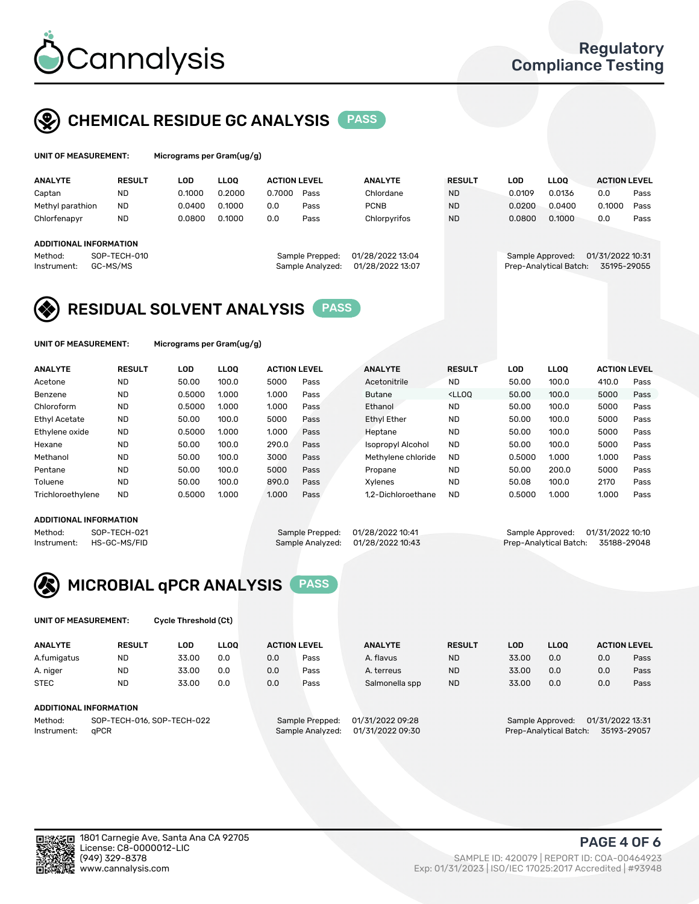# Cannalysis

Regulatory Compliance Testing

## CHEMICAL RESIDUE GC ANALYSIS PASS

**UNIT OF MEASUREMENT:** Micrograms per Gram(ug/g)

| ANALYTE | RESULT | LOD | LLOQ | ACTION LEVEL | | ANALYTE | RESULT | LOD | LLOQ | ACTION LEVEL | |
|---|---|---|---|---|---|---|---|---|---|---|---|
| Captan | ND | 0.1000 | 0.2000 | 0.7000 | Pass | Chlordane | ND | 0.0109 | 0.0136 | 0.0 | Pass |
| Methyl parathion | ND | 0.0400 | 0.1000 | 0.0 | Pass | PCNB | ND | 0.0200 | 0.0400 | 0.1000 | Pass |
| Chlorfenapyr | ND | 0.0800 | 0.1000 | 0.0 | Pass | Chlorpyrifos | ND | 0.0800 | 0.1000 | 0.0 | Pass |

**ADDITIONAL INFORMATION**

Method: SOP-TECH-010
Instrument: GC-MS/MS
Sample Prepped: 01/28/2022 13:04
Sample Analyzed: 01/28/2022 13:07
Sample Approved: 01/31/2022 10:31
Prep-Analytical Batch: 35195-29055

## RESIDUAL SOLVENT ANALYSIS PASS

**UNIT OF MEASUREMENT:** Micrograms per Gram(ug/g)

| ANALYTE | RESULT | LOD | LLOQ | ACTION LEVEL | | ANALYTE | RESULT | LOD | LLOQ | ACTION LEVEL | |
|---|---|---|---|---|---|---|---|---|---|---|---|
| Acetone | ND | 50.00 | 100.0 | 5000 | Pass | Acetonitrile | ND | 50.00 | 100.0 | 410.0 | Pass |
| Benzene | ND | 0.5000 | 1.000 | 1.000 | Pass | Butane | <LLOQ | 50.00 | 100.0 | 5000 | Pass |
| Chloroform | ND | 0.5000 | 1.000 | 1.000 | Pass | Ethanol | ND | 50.00 | 100.0 | 5000 | Pass |
| Ethyl Acetate | ND | 50.00 | 100.0 | 5000 | Pass | Ethyl Ether | ND | 50.00 | 100.0 | 5000 | Pass |
| Ethylene oxide | ND | 0.5000 | 1.000 | 1.000 | Pass | Heptane | ND | 50.00 | 100.0 | 5000 | Pass |
| Hexane | ND | 50.00 | 100.0 | 290.0 | Pass | Isopropyl Alcohol | ND | 50.00 | 100.0 | 5000 | Pass |
| Methanol | ND | 50.00 | 100.0 | 3000 | Pass | Methylene chloride | ND | 0.5000 | 1.000 | 1.000 | Pass |
| Pentane | ND | 50.00 | 100.0 | 5000 | Pass | Propane | ND | 50.00 | 200.0 | 5000 | Pass |
| Toluene | ND | 50.00 | 100.0 | 890.0 | Pass | Xylenes | ND | 50.08 | 100.0 | 2170 | Pass |
| Trichloroethylene | ND | 0.5000 | 1.000 | 1.000 | Pass | 1,2-Dichloroethane | ND | 0.5000 | 1.000 | 1.000 | Pass |

**ADDITIONAL INFORMATION**

Method: SOP-TECH-021
Instrument: HS-GC-MS/FID
Sample Prepped: 01/28/2022 10:41
Sample Analyzed: 01/28/2022 10:43
Sample Approved: 01/31/2022 10:10
Prep-Analytical Batch: 35188-29048

## MICROBIAL qPCR ANALYSIS PASS

**UNIT OF MEASUREMENT:** Cycle Threshold (Ct)

| ANALYTE | RESULT | LOD | LLOQ | ACTION LEVEL | | ANALYTE | RESULT | LOD | LLOQ | ACTION LEVEL | |
|---|---|---|---|---|---|---|---|---|---|---|---|
| A.fumigatus | ND | 33.00 | 0.0 | 0.0 | Pass | A. flavus | ND | 33.00 | 0.0 | 0.0 | Pass |
| A. niger | ND | 33.00 | 0.0 | 0.0 | Pass | A. terreus | ND | 33.00 | 0.0 | 0.0 | Pass |
| STEC | ND | 33.00 | 0.0 | 0.0 | Pass | Salmonella spp | ND | 33.00 | 0.0 | 0.0 | Pass |

**ADDITIONAL INFORMATION**

Method: SOP-TECH-016, SOP-TECH-022
Instrument: qPCR
Sample Prepped: 01/31/2022 09:28
Sample Analyzed: 01/31/2022 09:30
Sample Approved: 01/31/2022 13:31
Prep-Analytical Batch: 35193-29057

1801 Carnegie Ave, Santa Ana CA 92705
License: C8-0000012-LIC
(949) 329-8378
www.cannalysis.com

SAMPLE ID: 420079 | REPORT ID: COA-00464923
Exp: 01/31/2023 | ISO/IEC 17025:2017 Accredited | #93948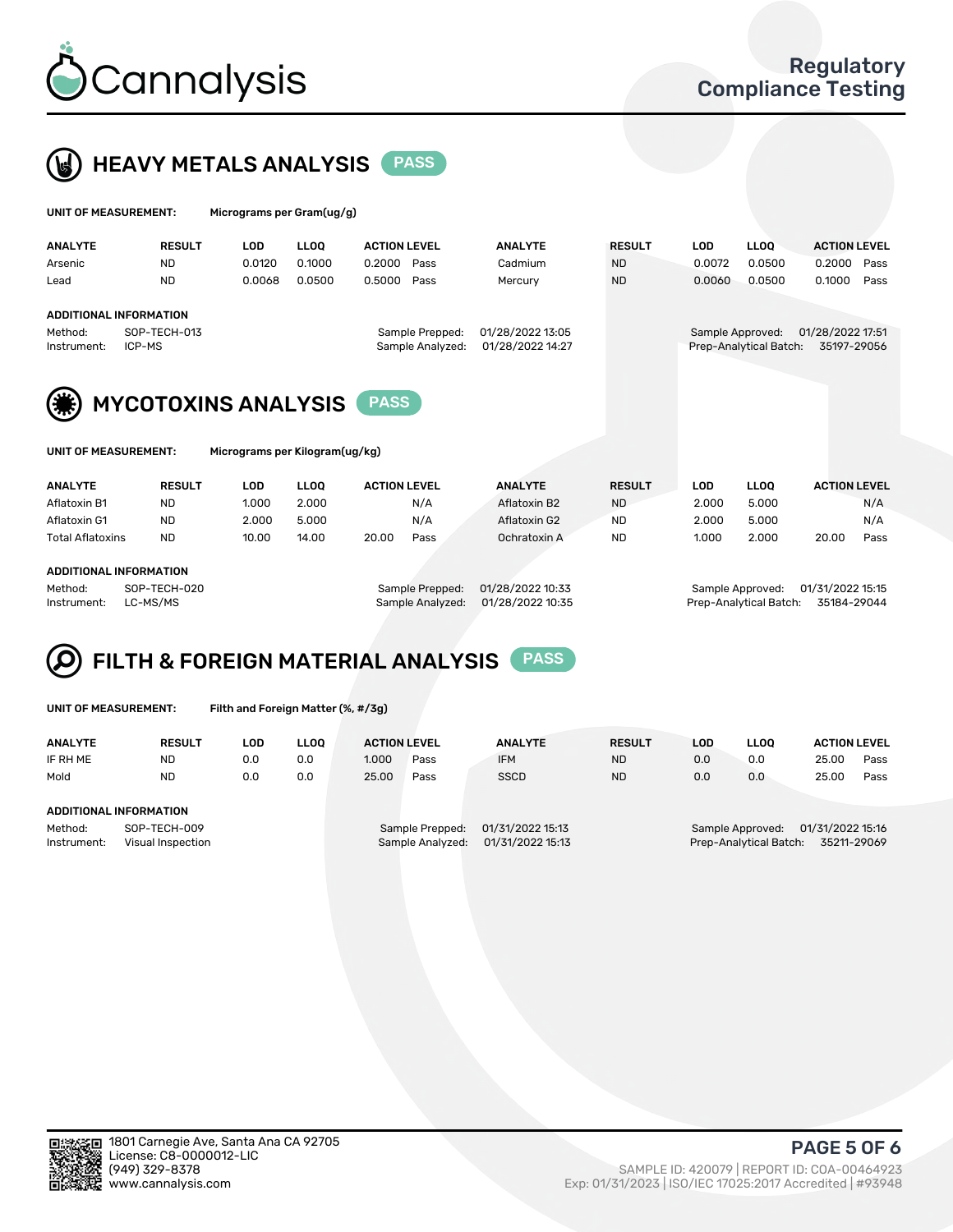Cannalysis

Regulatory Compliance Testing

## HEAVY METALS ANALYSIS PASS

**UNIT OF MEASUREMENT:** Micrograms per Gram(ug/g)

| ANALYTE | RESULT | LOD | LLOQ | ACTION LEVEL | | ANALYTE | RESULT | LOD | LLOQ | ACTION LEVEL | |
|---|---|---|---|---|---|---|---|---|---|---|---|
| Arsenic | ND | 0.0120 | 0.1000 | 0.2000 | Pass | Cadmium | ND | 0.0072 | 0.0500 | 0.2000 | Pass |
| Lead | ND | 0.0068 | 0.0500 | 0.5000 | Pass | Mercury | ND | 0.0060 | 0.0500 | 0.1000 | Pass |

**ADDITIONAL INFORMATION**

Method: SOP-TECH-013
Instrument: ICP-MS
Sample Prepped: 01/28/2022 13:05
Sample Analyzed: 01/28/2022 14:27
Sample Approved: 01/28/2022 17:51
Prep-Analytical Batch: 35197-29056

## MYCOTOXINS ANALYSIS PASS

**UNIT OF MEASUREMENT:** Micrograms per Kilogram(ug/kg)

| ANALYTE | RESULT | LOD | LLOQ | ACTION LEVEL | | ANALYTE | RESULT | LOD | LLOQ | ACTION LEVEL | |
|---|---|---|---|---|---|---|---|---|---|---|---|
| Aflatoxin B1 | ND | 1.000 | 2.000 | | N/A | Aflatoxin B2 | ND | 2.000 | 5.000 | | N/A |
| Aflatoxin G1 | ND | 2.000 | 5.000 | | N/A | Aflatoxin G2 | ND | 2.000 | 5.000 | | N/A |
| Total Aflatoxins | ND | 10.00 | 14.00 | 20.00 | Pass | Ochratoxin A | ND | 1.000 | 2.000 | 20.00 | Pass |

**ADDITIONAL INFORMATION**

Method: SOP-TECH-020
Instrument: LC-MS/MS
Sample Prepped: 01/28/2022 10:33
Sample Analyzed: 01/28/2022 10:35
Sample Approved: 01/31/2022 15:15
Prep-Analytical Batch: 35184-29044

## FILTH & FOREIGN MATERIAL ANALYSIS PASS

**UNIT OF MEASUREMENT:** Filth and Foreign Matter (%, #/3g)

| ANALYTE | RESULT | LOD | LLOQ | ACTION LEVEL | | ANALYTE | RESULT | LOD | LLOQ | ACTION LEVEL | |
|---|---|---|---|---|---|---|---|---|---|---|---|
| IF RH ME | ND | 0.0 | 0.0 | 1.000 | Pass | IFM | ND | 0.0 | 0.0 | 25.00 | Pass |
| Mold | ND | 0.0 | 0.0 | 25.00 | Pass | SSCD | ND | 0.0 | 0.0 | 25.00 | Pass |

**ADDITIONAL INFORMATION**

Method: SOP-TECH-009
Instrument: Visual Inspection
Sample Prepped: 01/31/2022 15:13
Sample Analyzed: 01/31/2022 15:13
Sample Approved: 01/31/2022 15:16
Prep-Analytical Batch: 35211-29069

1801 Carnegie Ave, Santa Ana CA 92705
License: C8-0000012-LIC
(949) 329-8378
www.cannalysis.com

SAMPLE ID: 420079 | REPORT ID: COA-00464923
Exp: 01/31/2023 | ISO/IEC 17025:2017 Accredited | #93948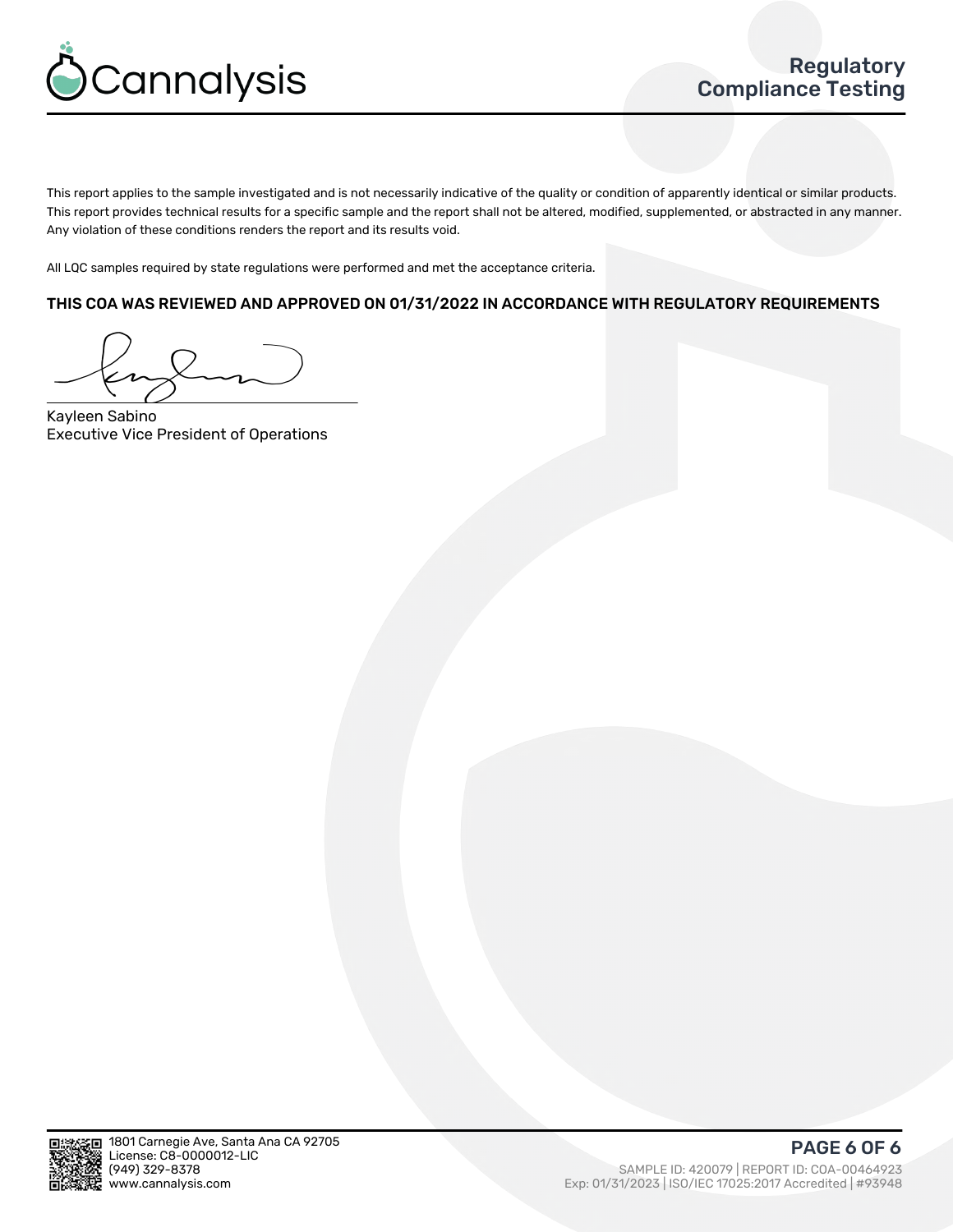This report applies to the sample investigated and is not necessarily indicative of the quality or condition of apparently identical or similar products. This report provides technical results for a specific sample and the report shall not be altered, modified, supplemented, or abstracted in any manner. Any violation of these conditions renders the report and its results void.

All LQC samples required by state regulations were performed and met the acceptance criteria.

**THIS COA WAS REVIEWED AND APPROVED ON 01/31/2022 IN ACCORDANCE WITH REGULATORY REQUIREMENTS**

Kayleen Sabino
Executive Vice President of Operations